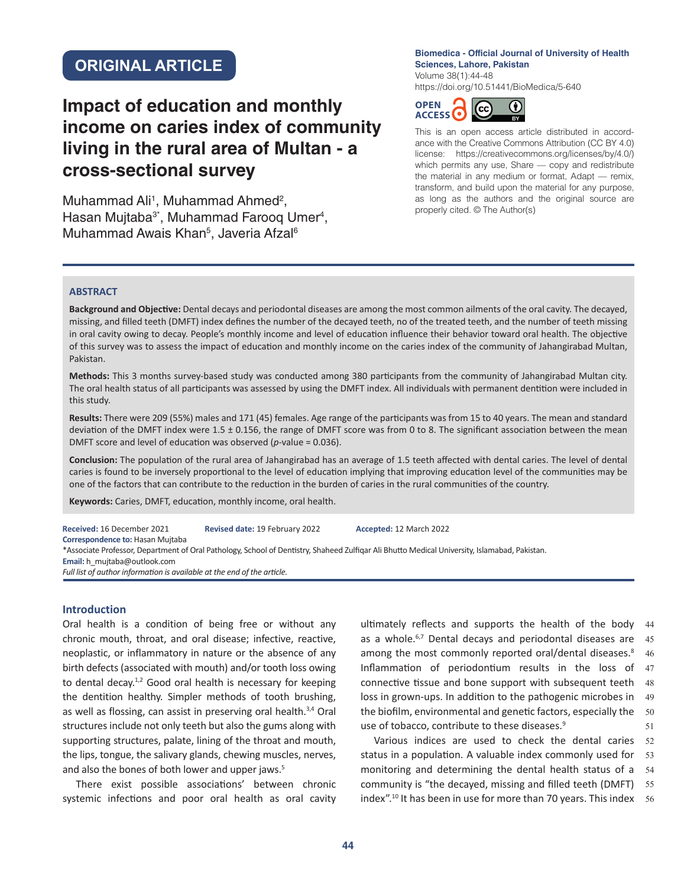ORIGINAL ARTICLE

# Impact of education and monthly income on caries index of community living in the rural area of Multan - a cross-sectional survey

Muhammad Ali[1], Muhammad Ahmed[2], Hasan Mujtaba[3*], Muhammad Farooq Umer[4], Muhammad Awais Khan[5], Javeria Afzal[6]

**Biomedica - Official Journal of University of Health Sciences, Lahore, Pakistan**
Volume 38(1):44-48
https://doi.org/10.51441/BioMedica/5-640

OPEN ACCESS

This is an open access article distributed in accordance with the Creative Commons Attribution (CC BY 4.0) license: https://creativecommons.org/licenses/by/4.0/) which permits any use, Share — copy and redistribute the material in any medium or format, Adapt — remix, transform, and build upon the material for any purpose, as long as the authors and the original source are properly cited. © The Author(s)

## ABSTRACT

**Background and Objective:** Dental decays and periodontal diseases are among the most common ailments of the oral cavity. The decayed, missing, and filled teeth (DMFT) index defines the number of the decayed teeth, no of the treated teeth, and the number of teeth missing in oral cavity owing to decay. People's monthly income and level of education influence their behavior toward oral health. The objective of this survey was to assess the impact of education and monthly income on the caries index of the community of Jahangirabad Multan, Pakistan.

**Methods:** This 3 months survey-based study was conducted among 380 participants from the community of Jahangirabad Multan city. The oral health status of all participants was assessed by using the DMFT index. All individuals with permanent dentition were included in this study.

**Results:** There were 209 (55%) males and 171 (45) females. Age range of the participants was from 15 to 40 years. The mean and standard deviation of the DMFT index were 1.5 ± 0.156, the range of DMFT score was from 0 to 8. The significant association between the mean DMFT score and level of education was observed ($p$-value = 0.036).

**Conclusion:** The population of the rural area of Jahangirabad has an average of 1.5 teeth affected with dental caries. The level of dental caries is found to be inversely proportional to the level of education implying that improving education level of the communities may be one of the factors that can contribute to the reduction in the burden of caries in the rural communities of the country.

**Keywords:** Caries, DMFT, education, monthly income, oral health.

**Received:** 16 December 2021 **Revised date:** 19 February 2022 **Accepted:** 12 March 2022
**Correspondence to:** Hasan Mujtaba
*Associate Professor, Department of Oral Pathology, School of Dentistry, Shaheed Zulfiqar Ali Bhutto Medical University, Islamabad, Pakistan.
**Email:** h_mujtaba@outlook.com
*Full list of author information is available at the end of the article.*

## Introduction

Oral health is a condition of being free or without any chronic mouth, throat, and oral disease; infective, reactive, neoplastic, or inflammatory in nature or the absence of any birth defects (associated with mouth) and/or tooth loss owing to dental decay.[1,2] Good oral health is necessary for keeping the dentition healthy. Simpler methods of tooth brushing, as well as flossing, can assist in preserving oral health.[3,4] Oral structures include not only teeth but also the gums along with supporting structures, palate, lining of the throat and mouth, the lips, tongue, the salivary glands, chewing muscles, nerves, and also the bones of both lower and upper jaws.[5]

There exist possible associations' between chronic systemic infections and poor oral health as oral cavity ultimately reflects and supports the health of the body as a whole.[6,7] Dental decays and periodontal diseases are among the most commonly reported oral/dental diseases.[8] Inflammation of periodontium results in the loss of connective tissue and bone support with subsequent teeth loss in grown-ups. In addition to the pathogenic microbes in the biofilm, environmental and genetic factors, especially the use of tobacco, contribute to these diseases.[9]

Various indices are used to check the dental caries status in a population. A valuable index commonly used for monitoring and determining the dental health status of a community is "the decayed, missing and filled teeth (DMFT) index".[10] It has been in use for more than 70 years. This index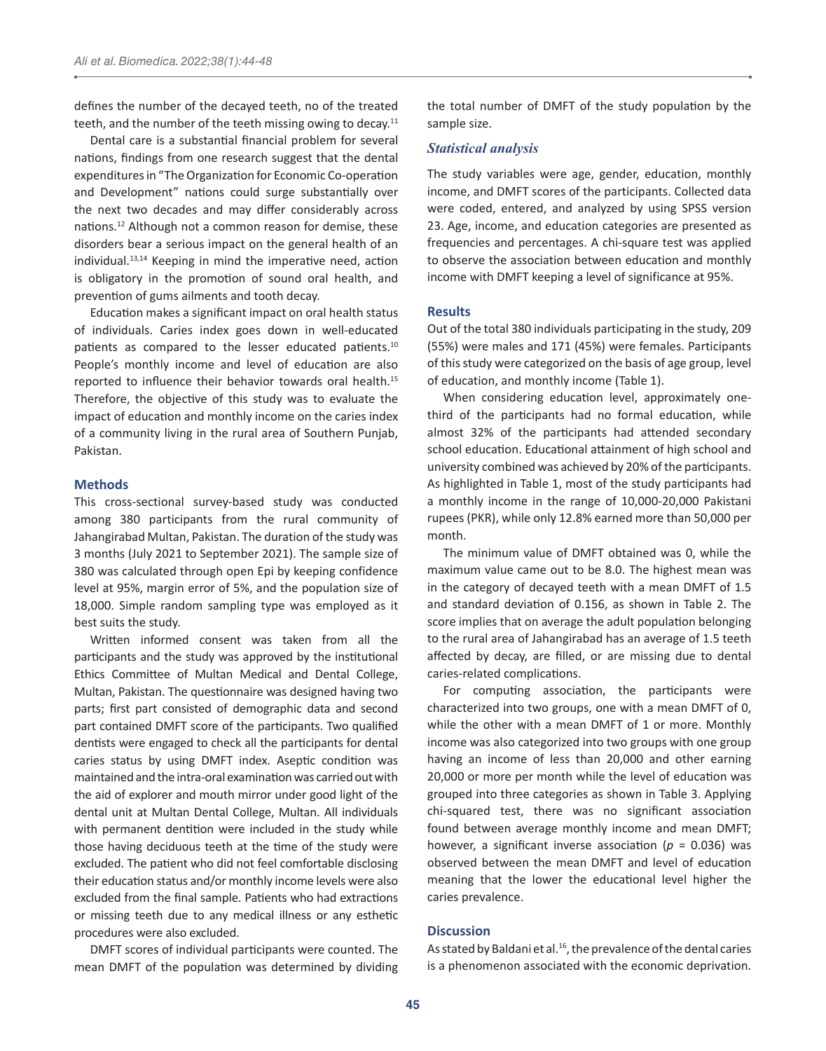defines the number of the decayed teeth, no of the treated teeth, and the number of the teeth missing owing to decay.[11]

Dental care is a substantial financial problem for several nations, findings from one research suggest that the dental expenditures in "The Organization for Economic Co-operation and Development" nations could surge substantially over the next two decades and may differ considerably across nations.[12] Although not a common reason for demise, these disorders bear a serious impact on the general health of an individual.[13,14] Keeping in mind the imperative need, action is obligatory in the promotion of sound oral health, and prevention of gums ailments and tooth decay.

Education makes a significant impact on oral health status of individuals. Caries index goes down in well-educated patients as compared to the lesser educated patients.[10] People's monthly income and level of education are also reported to influence their behavior towards oral health.[15] Therefore, the objective of this study was to evaluate the impact of education and monthly income on the caries index of a community living in the rural area of Southern Punjab, Pakistan.

## Methods

This cross-sectional survey-based study was conducted among 380 participants from the rural community of Jahangirabad Multan, Pakistan. The duration of the study was 3 months (July 2021 to September 2021). The sample size of 380 was calculated through open Epi by keeping confidence level at 95%, margin error of 5%, and the population size of 18,000. Simple random sampling type was employed as it best suits the study.

Written informed consent was taken from all the participants and the study was approved by the institutional Ethics Committee of Multan Medical and Dental College, Multan, Pakistan. The questionnaire was designed having two parts; first part consisted of demographic data and second part contained DMFT score of the participants. Two qualified dentists were engaged to check all the participants for dental caries status by using DMFT index. Aseptic condition was maintained and the intra-oral examination was carried out with the aid of explorer and mouth mirror under good light of the dental unit at Multan Dental College, Multan. All individuals with permanent dentition were included in the study while those having deciduous teeth at the time of the study were excluded. The patient who did not feel comfortable disclosing their education status and/or monthly income levels were also excluded from the final sample. Patients who had extractions or missing teeth due to any medical illness or any esthetic procedures were also excluded.

DMFT scores of individual participants were counted. The mean DMFT of the population was determined by dividing the total number of DMFT of the study population by the sample size.

### *Statistical analysis*

The study variables were age, gender, education, monthly income, and DMFT scores of the participants. Collected data were coded, entered, and analyzed by using SPSS version 23. Age, income, and education categories are presented as frequencies and percentages. A chi-square test was applied to observe the association between education and monthly income with DMFT keeping a level of significance at 95%.

## Results

Out of the total 380 individuals participating in the study, 209 (55%) were males and 171 (45%) were females. Participants of this study were categorized on the basis of age group, level of education, and monthly income (Table 1).

When considering education level, approximately one-third of the participants had no formal education, while almost 32% of the participants had attended secondary school education. Educational attainment of high school and university combined was achieved by 20% of the participants. As highlighted in Table 1, most of the study participants had a monthly income in the range of 10,000-20,000 Pakistani rupees (PKR), while only 12.8% earned more than 50,000 per month.

The minimum value of DMFT obtained was 0, while the maximum value came out to be 8.0. The highest mean was in the category of decayed teeth with a mean DMFT of 1.5 and standard deviation of 0.156, as shown in Table 2. The score implies that on average the adult population belonging to the rural area of Jahangirabad has an average of 1.5 teeth affected by decay, are filled, or are missing due to dental caries-related complications.

For computing association, the participants were characterized into two groups, one with a mean DMFT of 0, while the other with a mean DMFT of 1 or more. Monthly income was also categorized into two groups with one group having an income of less than 20,000 and other earning 20,000 or more per month while the level of education was grouped into three categories as shown in Table 3. Applying chi-squared test, there was no significant association found between average monthly income and mean DMFT; however, a significant inverse association ($p$ = 0.036) was observed between the mean DMFT and level of education meaning that the lower the educational level higher the caries prevalence.

## Discussion

As stated by Baldani et al.[16], the prevalence of the dental caries is a phenomenon associated with the economic deprivation.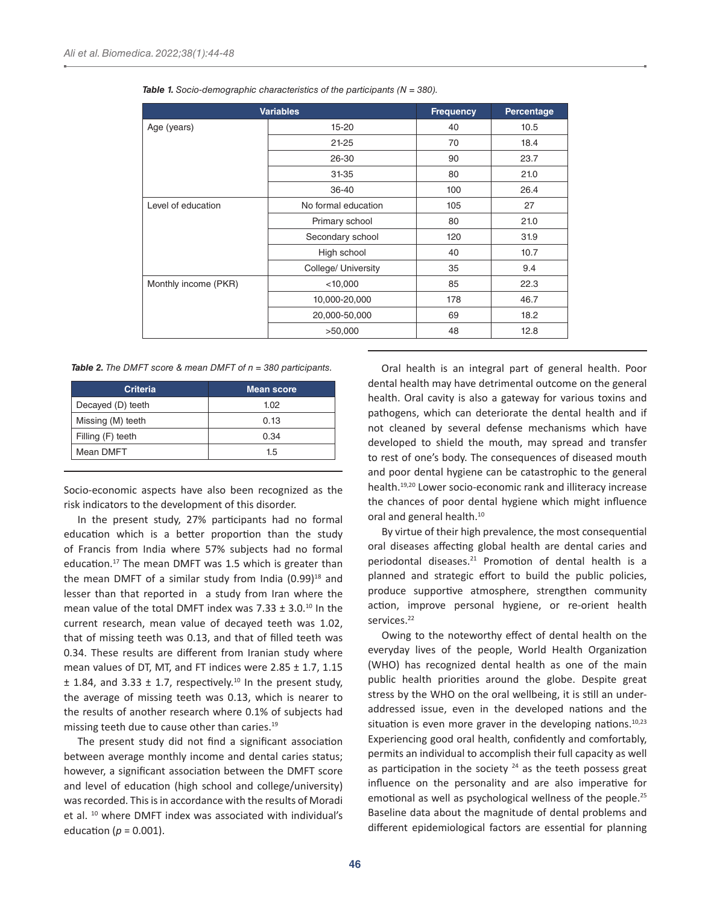*Table 1. Socio-demographic characteristics of the participants (N = 380).*

| Variables | | Frequency | Percentage |
|---|---|---|---|
| Age (years) | 15-20 | 40 | 10.5 |
| | 21-25 | 70 | 18.4 |
| | 26-30 | 90 | 23.7 |
| | 31-35 | 80 | 21.0 |
| | 36-40 | 100 | 26.4 |
| Level of education | No formal education | 105 | 27 |
| | Primary school | 80 | 21.0 |
| | Secondary school | 120 | 31.9 |
| | High school | 40 | 10.7 |
| | College/ University | 35 | 9.4 |
| Monthly income (PKR) | <10,000 | 85 | 22.3 |
| | 10,000-20,000 | 178 | 46.7 |
| | 20,000-50,000 | 69 | 18.2 |
| | >50,000 | 48 | 12.8 |

*Table 2. The DMFT score & mean DMFT of n = 380 participants.*

| Criteria | Mean score |
|---|---|
| Decayed (D) teeth | 1.02 |
| Missing (M) teeth | 0.13 |
| Filling (F) teeth | 0.34 |
| Mean DMFT | 1.5 |

Socio-economic aspects have also been recognized as the risk indicators to the development of this disorder.

In the present study, 27% participants had no formal education which is a better proportion than the study of Francis from India where 57% subjects had no formal education.[17] The mean DMFT was 1.5 which is greater than the mean DMFT of a similar study from India (0.99)[18] and lesser than that reported in a study from Iran where the mean value of the total DMFT index was 7.33 ± 3.0.[10] In the current research, mean value of decayed teeth was 1.02, that of missing teeth was 0.13, and that of filled teeth was 0.34. These results are different from Iranian study where mean values of DT, MT, and FT indices were 2.85 ± 1.7, 1.15 ± 1.84, and 3.33 ± 1.7, respectively.[10] In the present study, the average of missing teeth was 0.13, which is nearer to the results of another research where 0.1% of subjects had missing teeth due to cause other than caries.[19]

The present study did not find a significant association between average monthly income and dental caries status; however, a significant association between the DMFT score and level of education (high school and college/university) was recorded. This is in accordance with the results of Moradi et al. [10] where DMFT index was associated with individual's education ($p$ = 0.001).

Oral health is an integral part of general health. Poor dental health may have detrimental outcome on the general health. Oral cavity is also a gateway for various toxins and pathogens, which can deteriorate the dental health and if not cleaned by several defense mechanisms which have developed to shield the mouth, may spread and transfer to rest of one's body. The consequences of diseased mouth and poor dental hygiene can be catastrophic to the general health.[19,20] Lower socio-economic rank and illiteracy increase the chances of poor dental hygiene which might influence oral and general health.[10]

By virtue of their high prevalence, the most consequential oral diseases affecting global health are dental caries and periodontal diseases.[21] Promotion of dental health is a planned and strategic effort to build the public policies, produce supportive atmosphere, strengthen community action, improve personal hygiene, or re-orient health services.[22]

Owing to the noteworthy effect of dental health on the everyday lives of the people, World Health Organization (WHO) has recognized dental health as one of the main public health priorities around the globe. Despite great stress by the WHO on the oral wellbeing, it is still an under-addressed issue, even in the developed nations and the situation is even more graver in the developing nations.[10,23] Experiencing good oral health, confidently and comfortably, permits an individual to accomplish their full capacity as well as participation in the society [24] as the teeth possess great influence on the personality and are also imperative for emotional as well as psychological wellness of the people.[25] Baseline data about the magnitude of dental problems and different epidemiological factors are essential for planning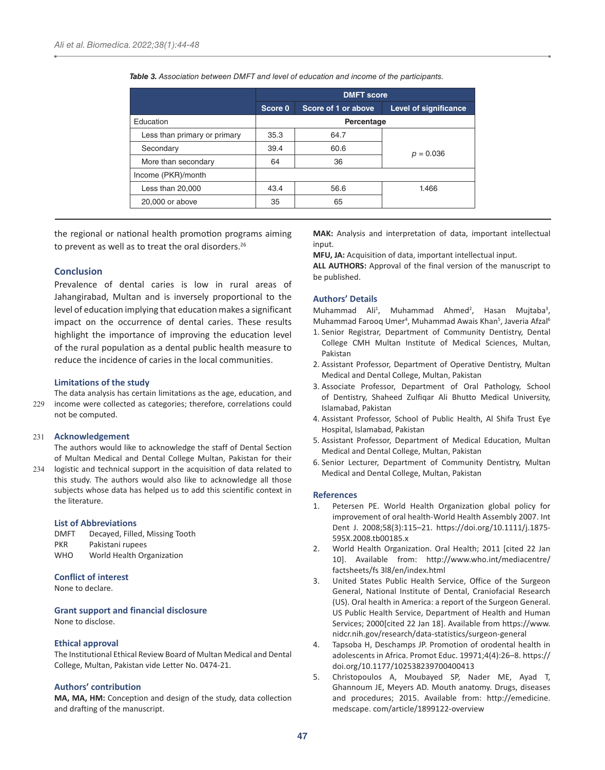*Table 3. Association between DMFT and level of education and income of the participants.*

| | DMFT score | | |
|---|---|---|---|
| | Score 0 | Score of 1 or above | Level of significance |
| Education | Percentage | | |
| Less than primary or primary | 35.3 | 64.7 | $p = 0.036$ |
| Secondary | 39.4 | 60.6 | |
| More than secondary | 64 | 36 | |
| Income (PKR)/month | | | |
| Less than 20,000 | 43.4 | 56.6 | 1.466 |
| 20,000 or above | 35 | 65 | |

the regional or national health promotion programs aiming to prevent as well as to treat the oral disorders.[26]

## Conclusion

Prevalence of dental caries is low in rural areas of Jahangirabad, Multan and is inversely proportional to the level of education implying that education makes a significant impact on the occurrence of dental caries. These results highlight the importance of improving the education level of the rural population as a dental public health measure to reduce the incidence of caries in the local communities.

### Limitations of the study

The data analysis has certain limitations as the age, education, and income were collected as categories; therefore, correlations could not be computed.

### Acknowledgement

The authors would like to acknowledge the staff of Dental Section of Multan Medical and Dental College Multan, Pakistan for their logistic and technical support in the acquisition of data related to this study. The authors would also like to acknowledge all those subjects whose data has helped us to add this scientific context in the literature.

### List of Abbreviations

DMFT Decayed, Filled, Missing Tooth
PKR Pakistani rupees
WHO World Health Organization

### Conflict of interest

None to declare.

### Grant support and financial disclosure

None to disclose.

### Ethical approval

The Institutional Ethical Review Board of Multan Medical and Dental College, Multan, Pakistan vide Letter No. 0474-21.

### Authors' contribution

**MA, MA, HM:** Conception and design of the study, data collection and drafting of the manuscript.

**MAK:** Analysis and interpretation of data, important intellectual input.

**MFU, JA:** Acquisition of data, important intellectual input.

**ALL AUTHORS:** Approval of the final version of the manuscript to be published.

### Authors' Details

Muhammad Ali[1], Muhammad Ahmed[2], Hasan Mujtaba[3], Muhammad Farooq Umer[4], Muhammad Awais Khan[5], Javeria Afzal[6]

1. Senior Registrar, Department of Community Dentistry, Dental College CMH Multan Institute of Medical Sciences, Multan, Pakistan
2. Assistant Professor, Department of Operative Dentistry, Multan Medical and Dental College, Multan, Pakistan
3. Associate Professor, Department of Oral Pathology, School of Dentistry, Shaheed Zulfiqar Ali Bhutto Medical University, Islamabad, Pakistan
4. Assistant Professor, School of Public Health, Al Shifa Trust Eye Hospital, Islamabad, Pakistan
5. Assistant Professor, Department of Medical Education, Multan Medical and Dental College, Multan, Pakistan
6. Senior Lecturer, Department of Community Dentistry, Multan Medical and Dental College, Multan, Pakistan

### References

1. Petersen PE. World Health Organization global policy for improvement of oral health-World Health Assembly 2007. Int Dent J. 2008;58(3):115–21. https://doi.org/10.1111/j.1875-595X.2008.tb00185.x
2. World Health Organization. Oral Health; 2011 [cited 22 Jan 10]. Available from: http://www.who.int/mediacentre/factsheets/fs 3l8/en/index.html
3. United States Public Health Service, Office of the Surgeon General, National Institute of Dental, Craniofacial Research (US). Oral health in America: a report of the Surgeon General. US Public Health Service, Department of Health and Human Services; 2000[cited 22 Jan 18]. Available from https://www.nidcr.nih.gov/research/data-statistics/surgeon-general
4. Tapsoba H, Deschamps JP. Promotion of orodental health in adolescents in Africa. Promot Educ. 19971;4(4):26–8. https://doi.org/10.1177/102538239700400413
5. Christopoulos A, Moubayed SP, Nader ME, Ayad T, Ghannoum JE, Meyers AD. Mouth anatomy. Drugs, diseases and procedures; 2015. Available from: http://emedicine.medscape. com/article/1899122-overview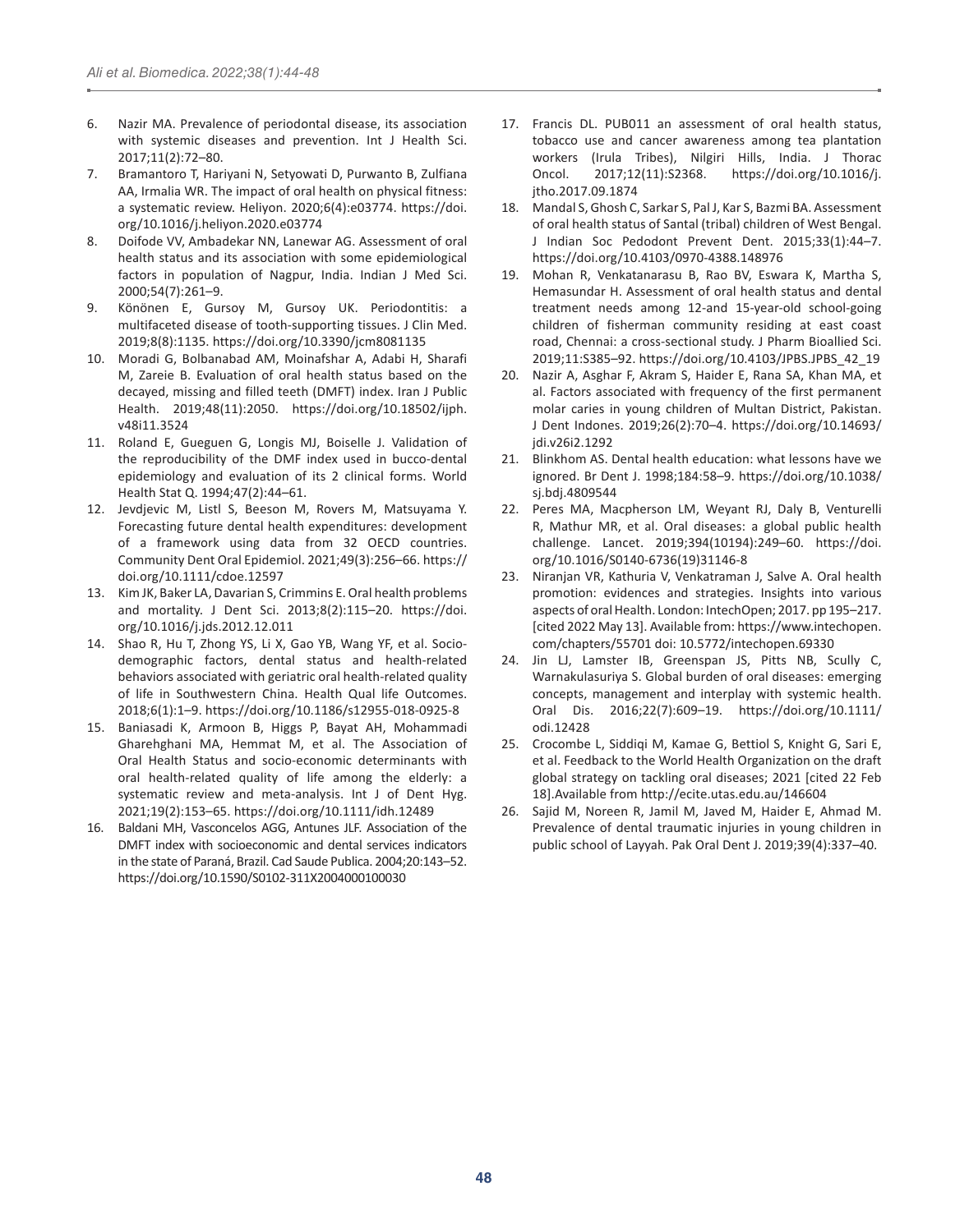6. Nazir MA. Prevalence of periodontal disease, its association with systemic diseases and prevention. Int J Health Sci. 2017;11(2):72–80.
7. Bramantoro T, Hariyani N, Setyowati D, Purwanto B, Zulfiana AA, Irmalia WR. The impact of oral health on physical fitness: a systematic review. Heliyon. 2020;6(4):e03774. https://doi.org/10.1016/j.heliyon.2020.e03774
8. Doifode VV, Ambadekar NN, Lanewar AG. Assessment of oral health status and its association with some epidemiological factors in population of Nagpur, India. Indian J Med Sci. 2000;54(7):261–9.
9. Könönen E, Gursoy M, Gursoy UK. Periodontitis: a multifaceted disease of tooth-supporting tissues. J Clin Med. 2019;8(8):1135. https://doi.org/10.3390/jcm8081135
10. Moradi G, Bolbanabad AM, Moinafshar A, Adabi H, Sharafi M, Zareie B. Evaluation of oral health status based on the decayed, missing and filled teeth (DMFT) index. Iran J Public Health. 2019;48(11):2050. https://doi.org/10.18502/ijph.v48i11.3524
11. Roland E, Gueguen G, Longis MJ, Boiselle J. Validation of the reproducibility of the DMF index used in bucco-dental epidemiology and evaluation of its 2 clinical forms. World Health Stat Q. 1994;47(2):44–61.
12. Jevdjevic M, Listl S, Beeson M, Rovers M, Matsuyama Y. Forecasting future dental health expenditures: development of a framework using data from 32 OECD countries. Community Dent Oral Epidemiol. 2021;49(3):256–66. https://doi.org/10.1111/cdoe.12597
13. Kim JK, Baker LA, Davarian S, Crimmins E. Oral health problems and mortality. J Dent Sci. 2013;8(2):115–20. https://doi.org/10.1016/j.jds.2012.12.011
14. Shao R, Hu T, Zhong YS, Li X, Gao YB, Wang YF, et al. Socio-demographic factors, dental status and health-related behaviors associated with geriatric oral health-related quality of life in Southwestern China. Health Qual life Outcomes. 2018;6(1):1–9. https://doi.org/10.1186/s12955-018-0925-8
15. Baniasadi K, Armoon B, Higgs P, Bayat AH, Mohammadi Gharehghani MA, Hemmat M, et al. The Association of Oral Health Status and socio-economic determinants with oral health-related quality of life among the elderly: a systematic review and meta-analysis. Int J of Dent Hyg. 2021;19(2):153–65. https://doi.org/10.1111/idh.12489
16. Baldani MH, Vasconcelos AGG, Antunes JLF. Association of the DMFT index with socioeconomic and dental services indicators in the state of Paraná, Brazil. Cad Saude Publica. 2004;20:143–52. https://doi.org/10.1590/S0102-311X2004000100030
17. Francis DL. PUB011 an assessment of oral health status, tobacco use and cancer awareness among tea plantation workers (Irula Tribes), Nilgiri Hills, India. J Thorac Oncol. 2017;12(11):S2368. https://doi.org/10.1016/j.jtho.2017.09.1874
18. Mandal S, Ghosh C, Sarkar S, Pal J, Kar S, Bazmi BA. Assessment of oral health status of Santal (tribal) children of West Bengal. J Indian Soc Pedodont Prevent Dent. 2015;33(1):44–7. https://doi.org/10.4103/0970-4388.148976
19. Mohan R, Venkatanarasu B, Rao BV, Eswara K, Martha S, Hemasundar H. Assessment of oral health status and dental treatment needs among 12-and 15-year-old school-going children of fisherman community residing at east coast road, Chennai: a cross-sectional study. J Pharm Bioallied Sci. 2019;11:S385–92. https://doi.org/10.4103/JPBS.JPBS_42_19
20. Nazir A, Asghar F, Akram S, Haider E, Rana SA, Khan MA, et al. Factors associated with frequency of the first permanent molar caries in young children of Multan District, Pakistan. J Dent Indones. 2019;26(2):70–4. https://doi.org/10.14693/jdi.v26i2.1292
21. Blinkhom AS. Dental health education: what lessons have we ignored. Br Dent J. 1998;184:58–9. https://doi.org/10.1038/sj.bdj.4809544
22. Peres MA, Macpherson LM, Weyant RJ, Daly B, Venturelli R, Mathur MR, et al. Oral diseases: a global public health challenge. Lancet. 2019;394(10194):249–60. https://doi.org/10.1016/S0140-6736(19)31146-8
23. Niranjan VR, Kathuria V, Venkatraman J, Salve A. Oral health promotion: evidences and strategies. Insights into various aspects of oral Health. London: IntechOpen; 2017. pp 195–217. [cited 2022 May 13]. Available from: https://www.intechopen.com/chapters/55701 doi: 10.5772/intechopen.69330
24. Jin LJ, Lamster IB, Greenspan JS, Pitts NB, Scully C, Warnakulasuriya S. Global burden of oral diseases: emerging concepts, management and interplay with systemic health. Oral Dis. 2016;22(7):609–19. https://doi.org/10.1111/odi.12428
25. Crocombe L, Siddiqi M, Kamae G, Bettiol S, Knight G, Sari E, et al. Feedback to the World Health Organization on the draft global strategy on tackling oral diseases; 2021 [cited 22 Feb 18].Available from http://ecite.utas.edu.au/146604
26. Sajid M, Noreen R, Jamil M, Javed M, Haider E, Ahmad M. Prevalence of dental traumatic injuries in young children in public school of Layyah. Pak Oral Dent J. 2019;39(4):337–40.